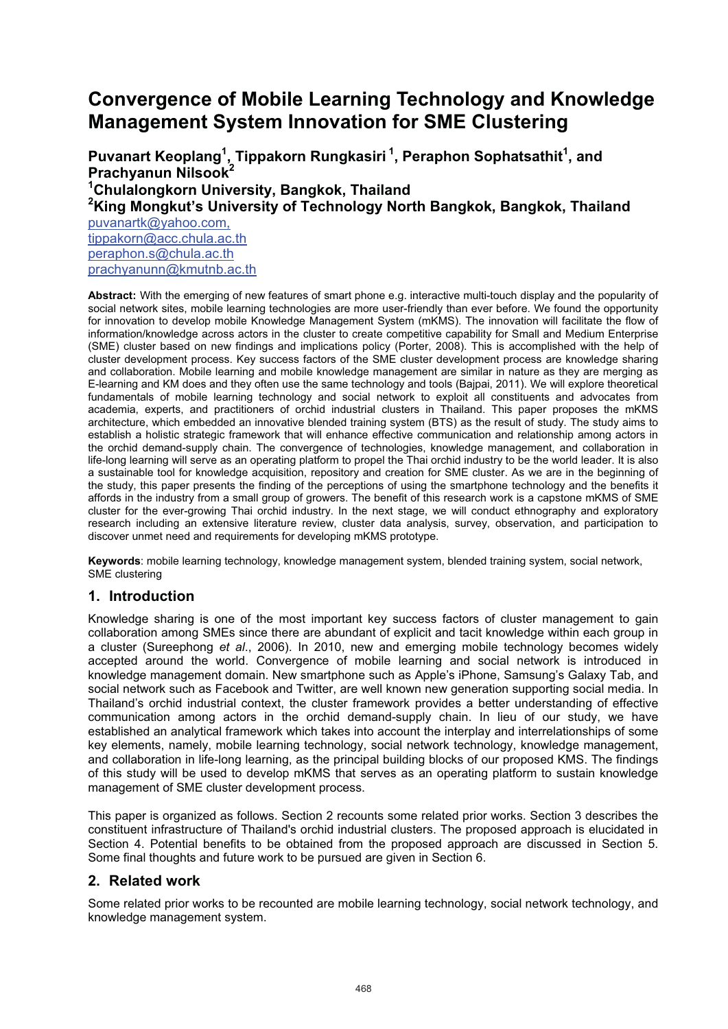# Convergence of Mobile Learning Technology and Knowledge Management System Innovation for SME Clustering

**Puvanart Keoplang[1], Tippakorn Rungkasiri [1], Peraphon Sophatsathit[1], and Prachyanun Nilsook[2]**

**[1]Chulalongkorn University, Bangkok, Thailand**

**[2]King Mongkut's University of Technology North Bangkok, Bangkok, Thailand**

puvanartk@yahoo.com,
tippakorn@acc.chula.ac.th
peraphon.s@chula.ac.th
prachyanunn@kmutnb.ac.th

**Abstract:** With the emerging of new features of smart phone e.g. interactive multi-touch display and the popularity of social network sites, mobile learning technologies are more user-friendly than ever before. We found the opportunity for innovation to develop mobile Knowledge Management System (mKMS). The innovation will facilitate the flow of information/knowledge across actors in the cluster to create competitive capability for Small and Medium Enterprise (SME) cluster based on new findings and implications policy (Porter, 2008). This is accomplished with the help of cluster development process. Key success factors of the SME cluster development process are knowledge sharing and collaboration. Mobile learning and mobile knowledge management are similar in nature as they are merging as E-learning and KM does and they often use the same technology and tools (Bajpai, 2011). We will explore theoretical fundamentals of mobile learning technology and social network to exploit all constituents and advocates from academia, experts, and practitioners of orchid industrial clusters in Thailand. This paper proposes the mKMS architecture, which embedded an innovative blended training system (BTS) as the result of study. The study aims to establish a holistic strategic framework that will enhance effective communication and relationship among actors in the orchid demand-supply chain. The convergence of technologies, knowledge management, and collaboration in life-long learning will serve as an operating platform to propel the Thai orchid industry to be the world leader. It is also a sustainable tool for knowledge acquisition, repository and creation for SME cluster. As we are in the beginning of the study, this paper presents the finding of the perceptions of using the smartphone technology and the benefits it affords in the industry from a small group of growers. The benefit of this research work is a capstone mKMS of SME cluster for the ever-growing Thai orchid industry. In the next stage, we will conduct ethnography and exploratory research including an extensive literature review, cluster data analysis, survey, observation, and participation to discover unmet need and requirements for developing mKMS prototype.

**Keywords**: mobile learning technology, knowledge management system, blended training system, social network, SME clustering

## 1. Introduction

Knowledge sharing is one of the most important key success factors of cluster management to gain collaboration among SMEs since there are abundant of explicit and tacit knowledge within each group in a cluster (Sureephong *et al*., 2006). In 2010, new and emerging mobile technology becomes widely accepted around the world. Convergence of mobile learning and social network is introduced in knowledge management domain. New smartphone such as Apple's iPhone, Samsung's Galaxy Tab, and social network such as Facebook and Twitter, are well known new generation supporting social media. In Thailand's orchid industrial context, the cluster framework provides a better understanding of effective communication among actors in the orchid demand-supply chain. In lieu of our study, we have established an analytical framework which takes into account the interplay and interrelationships of some key elements, namely, mobile learning technology, social network technology, knowledge management, and collaboration in life-long learning, as the principal building blocks of our proposed KMS. The findings of this study will be used to develop mKMS that serves as an operating platform to sustain knowledge management of SME cluster development process.

This paper is organized as follows. Section 2 recounts some related prior works. Section 3 describes the constituent infrastructure of Thailand's orchid industrial clusters. The proposed approach is elucidated in Section 4. Potential benefits to be obtained from the proposed approach are discussed in Section 5. Some final thoughts and future work to be pursued are given in Section 6.

## 2. Related work

Some related prior works to be recounted are mobile learning technology, social network technology, and knowledge management system.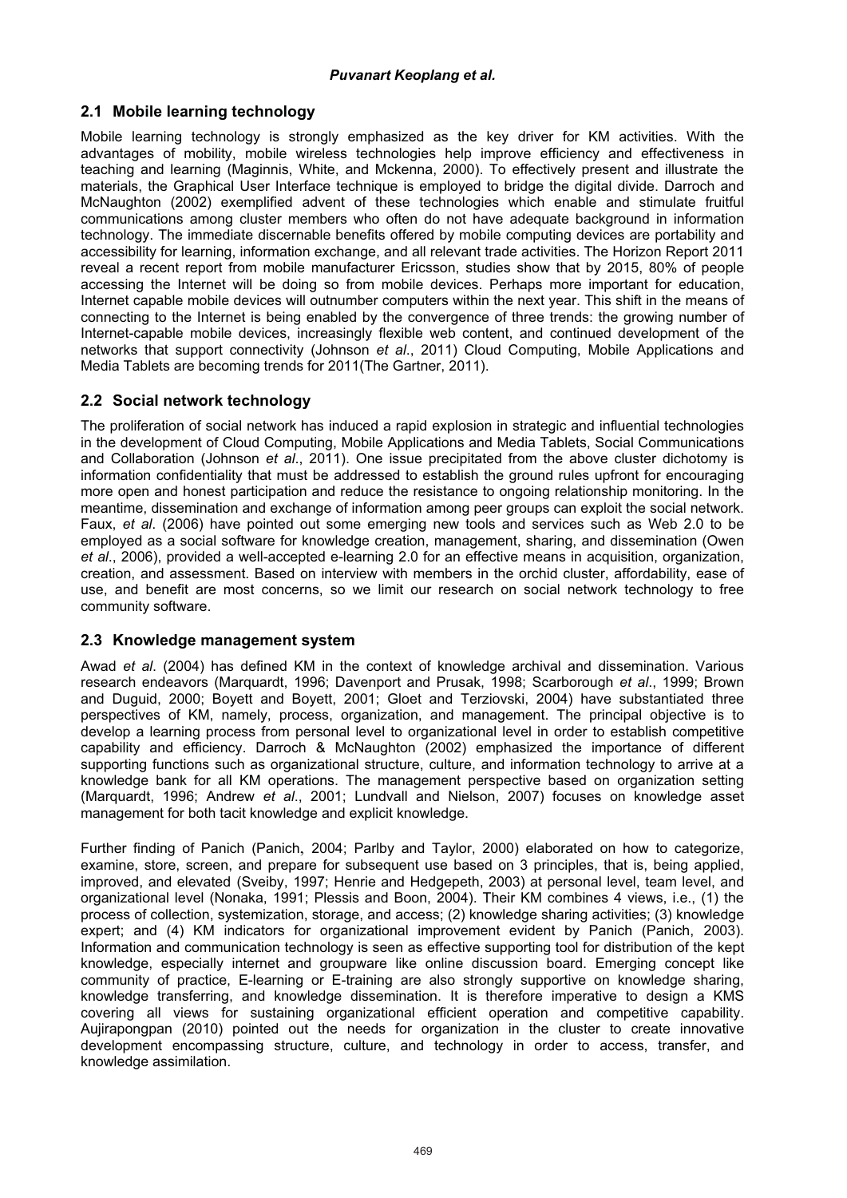## 2.1 Mobile learning technology

Mobile learning technology is strongly emphasized as the key driver for KM activities. With the advantages of mobility, mobile wireless technologies help improve efficiency and effectiveness in teaching and learning (Maginnis, White, and Mckenna, 2000). To effectively present and illustrate the materials, the Graphical User Interface technique is employed to bridge the digital divide. Darroch and McNaughton (2002) exemplified advent of these technologies which enable and stimulate fruitful communications among cluster members who often do not have adequate background in information technology. The immediate discernable benefits offered by mobile computing devices are portability and accessibility for learning, information exchange, and all relevant trade activities. The Horizon Report 2011 reveal a recent report from mobile manufacturer Ericsson, studies show that by 2015, 80% of people accessing the Internet will be doing so from mobile devices. Perhaps more important for education, Internet capable mobile devices will outnumber computers within the next year. This shift in the means of connecting to the Internet is being enabled by the convergence of three trends: the growing number of Internet-capable mobile devices, increasingly flexible web content, and continued development of the networks that support connectivity (Johnson *et al*., 2011) Cloud Computing, Mobile Applications and Media Tablets are becoming trends for 2011(The Gartner, 2011).

## 2.2 Social network technology

The proliferation of social network has induced a rapid explosion in strategic and influential technologies in the development of Cloud Computing, Mobile Applications and Media Tablets, Social Communications and Collaboration (Johnson *et al*., 2011). One issue precipitated from the above cluster dichotomy is information confidentiality that must be addressed to establish the ground rules upfront for encouraging more open and honest participation and reduce the resistance to ongoing relationship monitoring. In the meantime, dissemination and exchange of information among peer groups can exploit the social network. Faux, *et al*. (2006) have pointed out some emerging new tools and services such as Web 2.0 to be employed as a social software for knowledge creation, management, sharing, and dissemination (Owen *et al*., 2006), provided a well-accepted e-learning 2.0 for an effective means in acquisition, organization, creation, and assessment. Based on interview with members in the orchid cluster, affordability, ease of use, and benefit are most concerns, so we limit our research on social network technology to free community software.

## 2.3 Knowledge management system

Awad *et al*. (2004) has defined KM in the context of knowledge archival and dissemination. Various research endeavors (Marquardt, 1996; Davenport and Prusak, 1998; Scarborough *et al*., 1999; Brown and Duguid, 2000; Boyett and Boyett, 2001; Gloet and Terziovski, 2004) have substantiated three perspectives of KM, namely, process, organization, and management. The principal objective is to develop a learning process from personal level to organizational level in order to establish competitive capability and efficiency. Darroch & McNaughton (2002) emphasized the importance of different supporting functions such as organizational structure, culture, and information technology to arrive at a knowledge bank for all KM operations. The management perspective based on organization setting (Marquardt, 1996; Andrew *et al*., 2001; Lundvall and Nielson, 2007) focuses on knowledge asset management for both tacit knowledge and explicit knowledge.

Further finding of Panich (Panich, 2004; Parlby and Taylor, 2000) elaborated on how to categorize, examine, store, screen, and prepare for subsequent use based on 3 principles, that is, being applied, improved, and elevated (Sveiby, 1997; Henrie and Hedgepeth, 2003) at personal level, team level, and organizational level (Nonaka, 1991; Plessis and Boon, 2004). Their KM combines 4 views, i.e., (1) the process of collection, systemization, storage, and access; (2) knowledge sharing activities; (3) knowledge expert; and (4) KM indicators for organizational improvement evident by Panich (Panich, 2003). Information and communication technology is seen as effective supporting tool for distribution of the kept knowledge, especially internet and groupware like online discussion board. Emerging concept like community of practice, E-learning or E-training are also strongly supportive on knowledge sharing, knowledge transferring, and knowledge dissemination. It is therefore imperative to design a KMS covering all views for sustaining organizational efficient operation and competitive capability. Aujirapongpan (2010) pointed out the needs for organization in the cluster to create innovative development encompassing structure, culture, and technology in order to access, transfer, and knowledge assimilation.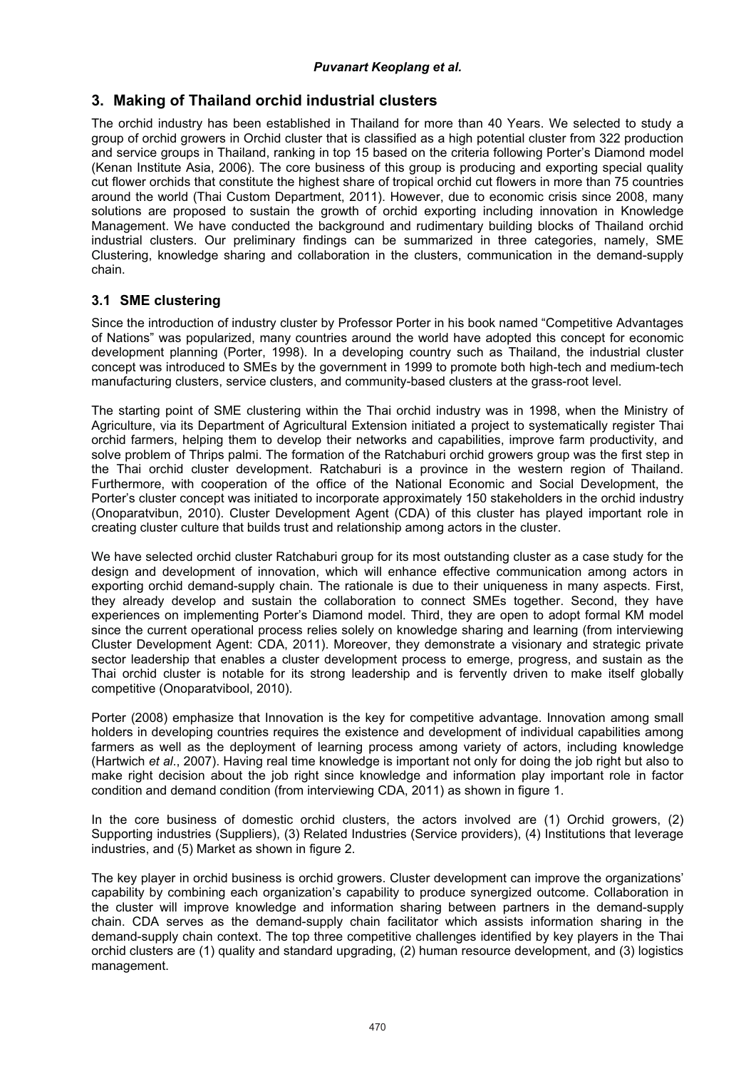## 3. Making of Thailand orchid industrial clusters

The orchid industry has been established in Thailand for more than 40 Years. We selected to study a group of orchid growers in Orchid cluster that is classified as a high potential cluster from 322 production and service groups in Thailand, ranking in top 15 based on the criteria following Porter's Diamond model (Kenan Institute Asia, 2006). The core business of this group is producing and exporting special quality cut flower orchids that constitute the highest share of tropical orchid cut flowers in more than 75 countries around the world (Thai Custom Department, 2011). However, due to economic crisis since 2008, many solutions are proposed to sustain the growth of orchid exporting including innovation in Knowledge Management. We have conducted the background and rudimentary building blocks of Thailand orchid industrial clusters. Our preliminary findings can be summarized in three categories, namely, SME Clustering, knowledge sharing and collaboration in the clusters, communication in the demand-supply chain.

### 3.1 SME clustering

Since the introduction of industry cluster by Professor Porter in his book named "Competitive Advantages of Nations" was popularized, many countries around the world have adopted this concept for economic development planning (Porter, 1998). In a developing country such as Thailand, the industrial cluster concept was introduced to SMEs by the government in 1999 to promote both high-tech and medium-tech manufacturing clusters, service clusters, and community-based clusters at the grass-root level.

The starting point of SME clustering within the Thai orchid industry was in 1998, when the Ministry of Agriculture, via its Department of Agricultural Extension initiated a project to systematically register Thai orchid farmers, helping them to develop their networks and capabilities, improve farm productivity, and solve problem of Thrips palmi. The formation of the Ratchaburi orchid growers group was the first step in the Thai orchid cluster development. Ratchaburi is a province in the western region of Thailand. Furthermore, with cooperation of the office of the National Economic and Social Development, the Porter's cluster concept was initiated to incorporate approximately 150 stakeholders in the orchid industry (Onoparatvibun, 2010). Cluster Development Agent (CDA) of this cluster has played important role in creating cluster culture that builds trust and relationship among actors in the cluster.

We have selected orchid cluster Ratchaburi group for its most outstanding cluster as a case study for the design and development of innovation, which will enhance effective communication among actors in exporting orchid demand-supply chain. The rationale is due to their uniqueness in many aspects. First, they already develop and sustain the collaboration to connect SMEs together. Second, they have experiences on implementing Porter's Diamond model. Third, they are open to adopt formal KM model since the current operational process relies solely on knowledge sharing and learning (from interviewing Cluster Development Agent: CDA, 2011). Moreover, they demonstrate a visionary and strategic private sector leadership that enables a cluster development process to emerge, progress, and sustain as the Thai orchid cluster is notable for its strong leadership and is fervently driven to make itself globally competitive (Onoparatvibool, 2010).

Porter (2008) emphasize that Innovation is the key for competitive advantage. Innovation among small holders in developing countries requires the existence and development of individual capabilities among farmers as well as the deployment of learning process among variety of actors, including knowledge (Hartwich *et al*., 2007). Having real time knowledge is important not only for doing the job right but also to make right decision about the job right since knowledge and information play important role in factor condition and demand condition (from interviewing CDA, 2011) as shown in figure 1.

In the core business of domestic orchid clusters, the actors involved are (1) Orchid growers, (2) Supporting industries (Suppliers), (3) Related Industries (Service providers), (4) Institutions that leverage industries, and (5) Market as shown in figure 2.

The key player in orchid business is orchid growers. Cluster development can improve the organizations' capability by combining each organization's capability to produce synergized outcome. Collaboration in the cluster will improve knowledge and information sharing between partners in the demand-supply chain. CDA serves as the demand-supply chain facilitator which assists information sharing in the demand-supply chain context. The top three competitive challenges identified by key players in the Thai orchid clusters are (1) quality and standard upgrading, (2) human resource development, and (3) logistics management.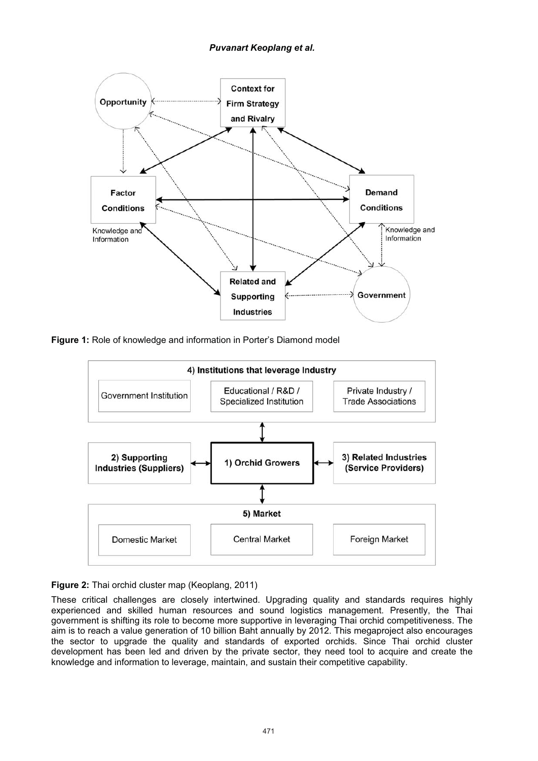**Figure 1:** Role of knowledge and information in Porter's Diamond model

**Figure 2:** Thai orchid cluster map (Keoplang, 2011)

These critical challenges are closely intertwined. Upgrading quality and standards requires highly experienced and skilled human resources and sound logistics management. Presently, the Thai government is shifting its role to become more supportive in leveraging Thai orchid competitiveness. The aim is to reach a value generation of 10 billion Baht annually by 2012. This megaproject also encourages the sector to upgrade the quality and standards of exported orchids. Since Thai orchid cluster development has been led and driven by the private sector, they need tool to acquire and create the knowledge and information to leverage, maintain, and sustain their competitive capability.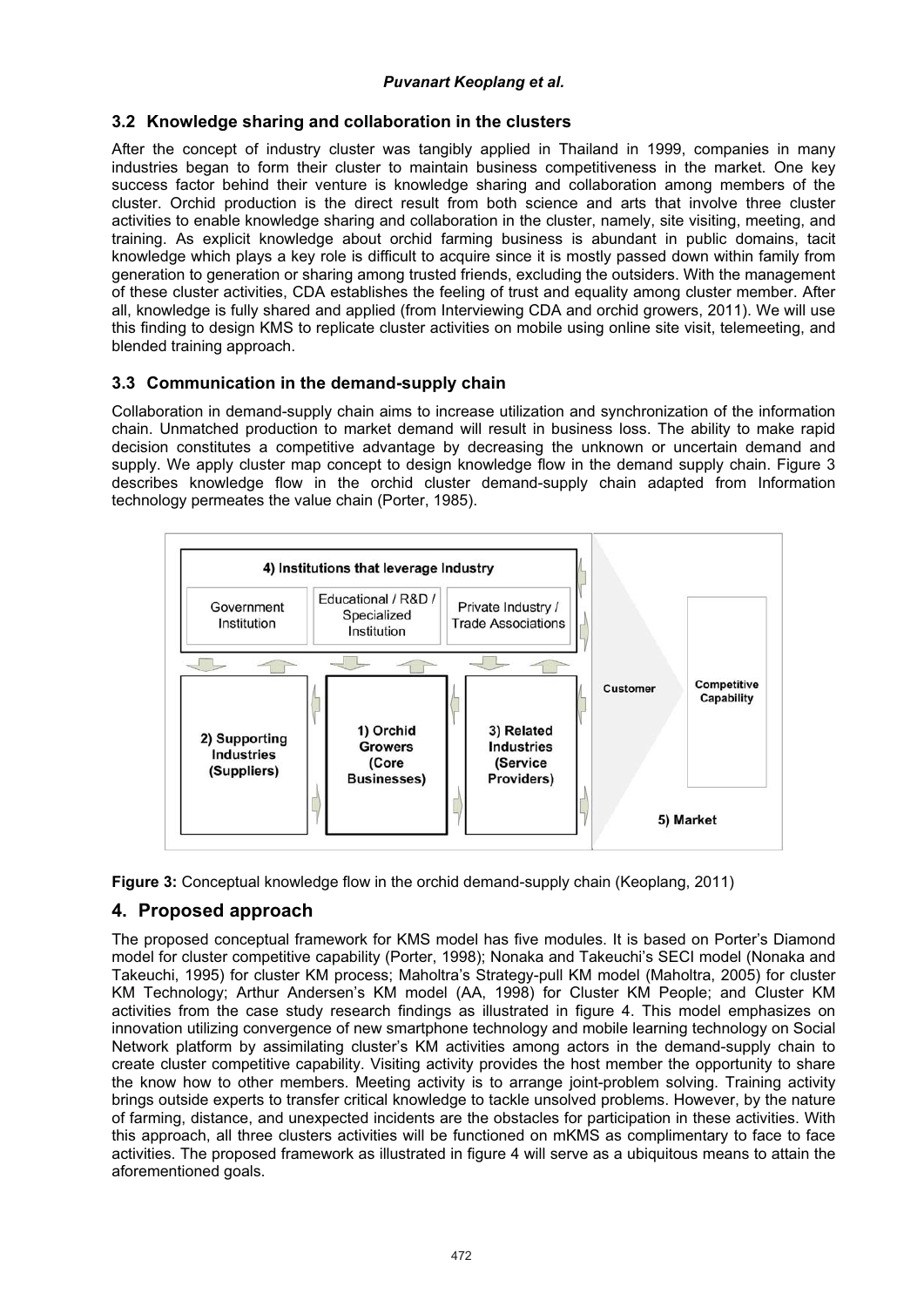### 3.2 Knowledge sharing and collaboration in the clusters

After the concept of industry cluster was tangibly applied in Thailand in 1999, companies in many industries began to form their cluster to maintain business competitiveness in the market. One key success factor behind their venture is knowledge sharing and collaboration among members of the cluster. Orchid production is the direct result from both science and arts that involve three cluster activities to enable knowledge sharing and collaboration in the cluster, namely, site visiting, meeting, and training. As explicit knowledge about orchid farming business is abundant in public domains, tacit knowledge which plays a key role is difficult to acquire since it is mostly passed down within family from generation to generation or sharing among trusted friends, excluding the outsiders. With the management of these cluster activities, CDA establishes the feeling of trust and equality among cluster member. After all, knowledge is fully shared and applied (from Interviewing CDA and orchid growers, 2011). We will use this finding to design KMS to replicate cluster activities on mobile using online site visit, telemeeting, and blended training approach.

### 3.3 Communication in the demand-supply chain

Collaboration in demand-supply chain aims to increase utilization and synchronization of the information chain. Unmatched production to market demand will result in business loss. The ability to make rapid decision constitutes a competitive advantage by decreasing the unknown or uncertain demand and supply. We apply cluster map concept to design knowledge flow in the demand supply chain. Figure 3 describes knowledge flow in the orchid cluster demand-supply chain adapted from Information technology permeates the value chain (Porter, 1985).

4) Institutions that leverage Industry: Government Institution; Educational / R&D / Specialized Institution; Private Industry / Trade Associations

2) Supporting Industries (Suppliers) — 1) Orchid Growers (Core Businesses) — 3) Related Industries (Service Providers) — Customer — Competitive Capability — 5) Market

**Figure 3:** Conceptual knowledge flow in the orchid demand-supply chain (Keoplang, 2011)

## 4. Proposed approach

The proposed conceptual framework for KMS model has five modules. It is based on Porter's Diamond model for cluster competitive capability (Porter, 1998); Nonaka and Takeuchi's SECI model (Nonaka and Takeuchi, 1995) for cluster KM process; Maholtra's Strategy-pull KM model (Maholtra, 2005) for cluster KM Technology; Arthur Andersen's KM model (AA, 1998) for Cluster KM People; and Cluster KM activities from the case study research findings as illustrated in figure 4. This model emphasizes on innovation utilizing convergence of new smartphone technology and mobile learning technology on Social Network platform by assimilating cluster's KM activities among actors in the demand-supply chain to create cluster competitive capability. Visiting activity provides the host member the opportunity to share the know how to other members. Meeting activity is to arrange joint-problem solving. Training activity brings outside experts to transfer critical knowledge to tackle unsolved problems. However, by the nature of farming, distance, and unexpected incidents are the obstacles for participation in these activities. With this approach, all three clusters activities will be functioned on mKMS as complimentary to face to face activities. The proposed framework as illustrated in figure 4 will serve as a ubiquitous means to attain the aforementioned goals.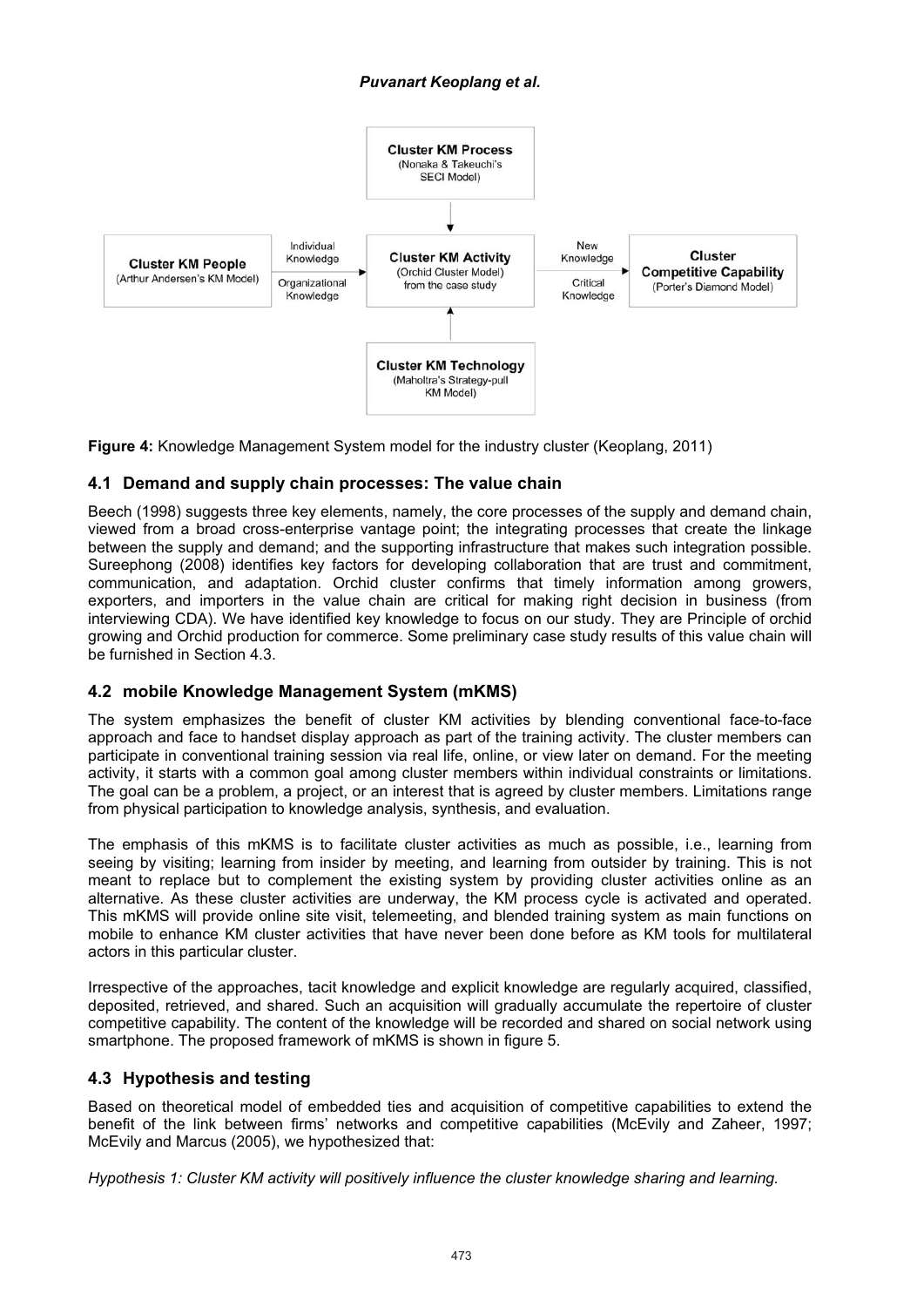Cluster KM Process
(Nonaka & Takeuchi's SECI Model)

Cluster KM People
(Arthur Andersen's KM Model)

Individual Knowledge

Organizational Knowledge

Cluster KM Activity
(Orchid Cluster Model) from the case study

New Knowledge

Critical Knowledge

Cluster Competitive Capability
(Porter's Diamond Model)

Cluster KM Technology
(Maholtra's Strategy-pull KM Model)

**Figure 4:** Knowledge Management System model for the industry cluster (Keoplang, 2011)

## 4.1 Demand and supply chain processes: The value chain

Beech (1998) suggests three key elements, namely, the core processes of the supply and demand chain, viewed from a broad cross-enterprise vantage point; the integrating processes that create the linkage between the supply and demand; and the supporting infrastructure that makes such integration possible. Sureephong (2008) identifies key factors for developing collaboration that are trust and commitment, communication, and adaptation. Orchid cluster confirms that timely information among growers, exporters, and importers in the value chain are critical for making right decision in business (from interviewing CDA). We have identified key knowledge to focus on our study. They are Principle of orchid growing and Orchid production for commerce. Some preliminary case study results of this value chain will be furnished in Section 4.3.

## 4.2 mobile Knowledge Management System (mKMS)

The system emphasizes the benefit of cluster KM activities by blending conventional face-to-face approach and face to handset display approach as part of the training activity. The cluster members can participate in conventional training session via real life, online, or view later on demand. For the meeting activity, it starts with a common goal among cluster members within individual constraints or limitations. The goal can be a problem, a project, or an interest that is agreed by cluster members. Limitations range from physical participation to knowledge analysis, synthesis, and evaluation.

The emphasis of this mKMS is to facilitate cluster activities as much as possible, i.e., learning from seeing by visiting; learning from insider by meeting, and learning from outsider by training. This is not meant to replace but to complement the existing system by providing cluster activities online as an alternative. As these cluster activities are underway, the KM process cycle is activated and operated. This mKMS will provide online site visit, telemeeting, and blended training system as main functions on mobile to enhance KM cluster activities that have never been done before as KM tools for multilateral actors in this particular cluster.

Irrespective of the approaches, tacit knowledge and explicit knowledge are regularly acquired, classified, deposited, retrieved, and shared. Such an acquisition will gradually accumulate the repertoire of cluster competitive capability. The content of the knowledge will be recorded and shared on social network using smartphone. The proposed framework of mKMS is shown in figure 5.

## 4.3 Hypothesis and testing

Based on theoretical model of embedded ties and acquisition of competitive capabilities to extend the benefit of the link between firms' networks and competitive capabilities (McEvily and Zaheer, 1997; McEvily and Marcus (2005), we hypothesized that:

*Hypothesis 1: Cluster KM activity will positively influence the cluster knowledge sharing and learning.*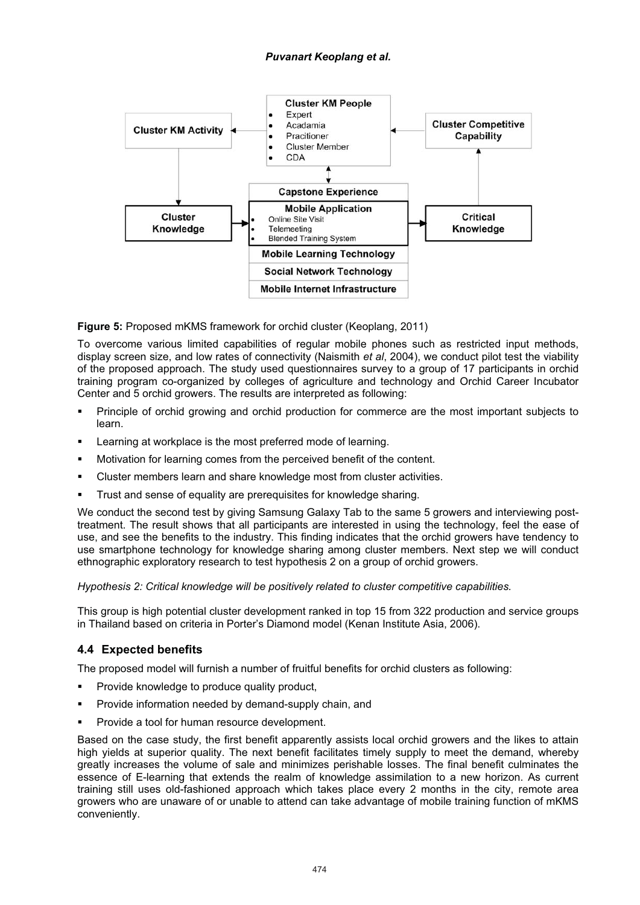**Figure 5:** Proposed mKMS framework for orchid cluster (Keoplang, 2011)

To overcome various limited capabilities of regular mobile phones such as restricted input methods, display screen size, and low rates of connectivity (Naismith *et al*, 2004), we conduct pilot test the viability of the proposed approach. The study used questionnaires survey to a group of 17 participants in orchid training program co-organized by colleges of agriculture and technology and Orchid Career Incubator Center and 5 orchid growers. The results are interpreted as following:

- Principle of orchid growing and orchid production for commerce are the most important subjects to learn.
- Learning at workplace is the most preferred mode of learning.
- Motivation for learning comes from the perceived benefit of the content.
- Cluster members learn and share knowledge most from cluster activities.
- Trust and sense of equality are prerequisites for knowledge sharing.

We conduct the second test by giving Samsung Galaxy Tab to the same 5 growers and interviewing post-treatment. The result shows that all participants are interested in using the technology, feel the ease of use, and see the benefits to the industry. This finding indicates that the orchid growers have tendency to use smartphone technology for knowledge sharing among cluster members. Next step we will conduct ethnographic exploratory research to test hypothesis 2 on a group of orchid growers.

*Hypothesis 2: Critical knowledge will be positively related to cluster competitive capabilities.*

This group is high potential cluster development ranked in top 15 from 322 production and service groups in Thailand based on criteria in Porter's Diamond model (Kenan Institute Asia, 2006).

### 4.4 Expected benefits

The proposed model will furnish a number of fruitful benefits for orchid clusters as following:

- Provide knowledge to produce quality product,
- Provide information needed by demand-supply chain, and
- Provide a tool for human resource development.

Based on the case study, the first benefit apparently assists local orchid growers and the likes to attain high yields at superior quality. The next benefit facilitates timely supply to meet the demand, whereby greatly increases the volume of sale and minimizes perishable losses. The final benefit culminates the essence of E-learning that extends the realm of knowledge assimilation to a new horizon. As current training still uses old-fashioned approach which takes place every 2 months in the city, remote area growers who are unaware of or unable to attend can take advantage of mobile training function of mKMS conveniently.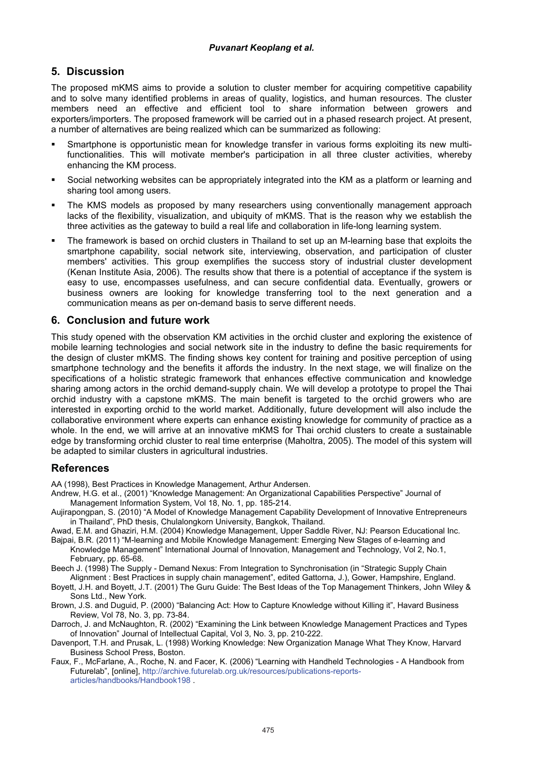## 5. Discussion

The proposed mKMS aims to provide a solution to cluster member for acquiring competitive capability and to solve many identified problems in areas of quality, logistics, and human resources. The cluster members need an effective and efficient tool to share information between growers and exporters/importers. The proposed framework will be carried out in a phased research project. At present, a number of alternatives are being realized which can be summarized as following:

- Smartphone is opportunistic mean for knowledge transfer in various forms exploiting its new multi-functionalities. This will motivate member's participation in all three cluster activities, whereby enhancing the KM process.
- Social networking websites can be appropriately integrated into the KM as a platform or learning and sharing tool among users.
- The KMS models as proposed by many researchers using conventionally management approach lacks of the flexibility, visualization, and ubiquity of mKMS. That is the reason why we establish the three activities as the gateway to build a real life and collaboration in life-long learning system.
- The framework is based on orchid clusters in Thailand to set up an M-learning base that exploits the smartphone capability, social network site, interviewing, observation, and participation of cluster members' activities. This group exemplifies the success story of industrial cluster development (Kenan Institute Asia, 2006). The results show that there is a potential of acceptance if the system is easy to use, encompasses usefulness, and can secure confidential data. Eventually, growers or business owners are looking for knowledge transferring tool to the next generation and a communication means as per on-demand basis to serve different needs.

## 6. Conclusion and future work

This study opened with the observation KM activities in the orchid cluster and exploring the existence of mobile learning technologies and social network site in the industry to define the basic requirements for the design of cluster mKMS. The finding shows key content for training and positive perception of using smartphone technology and the benefits it affords the industry. In the next stage, we will finalize on the specifications of a holistic strategic framework that enhances effective communication and knowledge sharing among actors in the orchid demand-supply chain. We will develop a prototype to propel the Thai orchid industry with a capstone mKMS. The main benefit is targeted to the orchid growers who are interested in exporting orchid to the world market. Additionally, future development will also include the collaborative environment where experts can enhance existing knowledge for community of practice as a whole. In the end, we will arrive at an innovative mKMS for Thai orchid clusters to create a sustainable edge by transforming orchid cluster to real time enterprise (Maholtra, 2005). The model of this system will be adapted to similar clusters in agricultural industries.

## References

AA (1998), Best Practices in Knowledge Management, Arthur Andersen.

Andrew, H.G. et al., (2001) "Knowledge Management: An Organizational Capabilities Perspective" Journal of Management Information System, Vol 18, No. 1, pp. 185-214.

Aujirapongpan, S. (2010) "A Model of Knowledge Management Capability Development of Innovative Entrepreneurs in Thailand", PhD thesis, Chulalongkorn University, Bangkok, Thailand.

Awad, E.M. and Ghaziri, H.M. (2004) Knowledge Management, Upper Saddle River, NJ: Pearson Educational Inc.

Bajpai, B.R. (2011) "M-learning and Mobile Knowledge Management: Emerging New Stages of e-learning and Knowledge Management" International Journal of Innovation, Management and Technology, Vol 2, No.1, February, pp. 65-68.

Beech J. (1998) The Supply - Demand Nexus: From Integration to Synchronisation (in "Strategic Supply Chain Alignment : Best Practices in supply chain management", edited Gattorna, J.), Gower, Hampshire, England.

Boyett, J.H. and Boyett, J.T. (2001) The Guru Guide: The Best Ideas of the Top Management Thinkers, John Wiley & Sons Ltd., New York.

Brown, J.S. and Duguid, P. (2000) "Balancing Act: How to Capture Knowledge without Killing it", Havard Business Review, Vol 78, No. 3, pp. 73-84.

Darroch, J. and McNaughton, R. (2002) "Examining the Link between Knowledge Management Practices and Types of Innovation" Journal of Intellectual Capital, Vol 3, No. 3, pp. 210-222.

Davenport, T.H. and Prusak, L. (1998) Working Knowledge: New Organization Manage What They Know, Harvard Business School Press, Boston.

Faux, F., McFarlane, A., Roche, N. and Facer, K. (2006) "Learning with Handheld Technologies - A Handbook from Futurelab", [online], http://archive.futurelab.org.uk/resources/publications-reports-articles/handbooks/Handbook198 .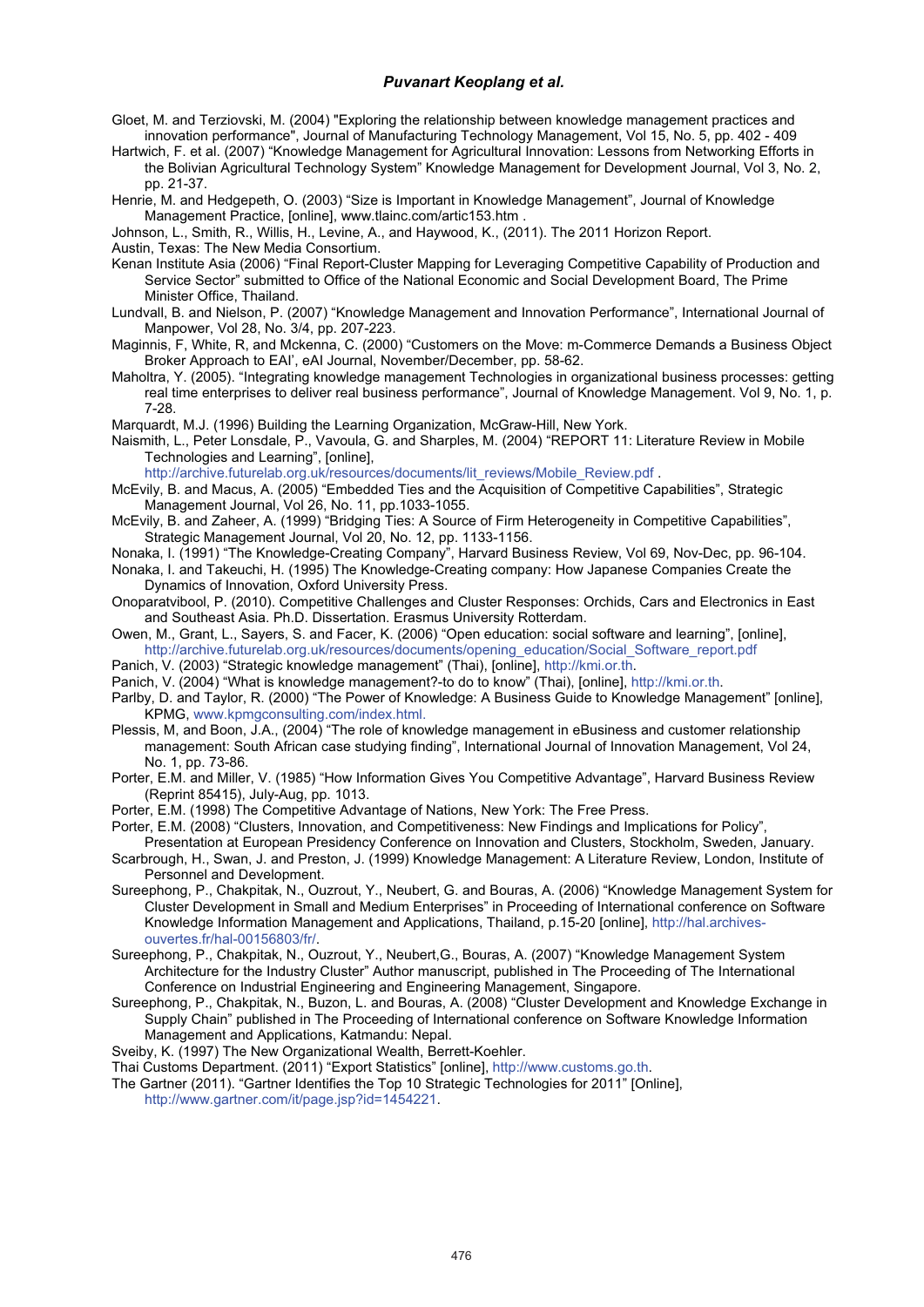Gloet, M. and Terziovski, M. (2004) "Exploring the relationship between knowledge management practices and innovation performance", Journal of Manufacturing Technology Management, Vol 15, No. 5, pp. 402 - 409

Hartwich, F. et al. (2007) "Knowledge Management for Agricultural Innovation: Lessons from Networking Efforts in the Bolivian Agricultural Technology System" Knowledge Management for Development Journal, Vol 3, No. 2, pp. 21-37.

Henrie, M. and Hedgepeth, O. (2003) "Size is Important in Knowledge Management", Journal of Knowledge Management Practice, [online], www.tlainc.com/artic153.htm .

Johnson, L., Smith, R., Willis, H., Levine, A., and Haywood, K., (2011). The 2011 Horizon Report.
Austin, Texas: The New Media Consortium.

Kenan Institute Asia (2006) "Final Report-Cluster Mapping for Leveraging Competitive Capability of Production and Service Sector" submitted to Office of the National Economic and Social Development Board, The Prime Minister Office, Thailand.

Lundvall, B. and Nielson, P. (2007) "Knowledge Management and Innovation Performance", International Journal of Manpower, Vol 28, No. 3/4, pp. 207-223.

Maginnis, F, White, R, and Mckenna, C. (2000) "Customers on the Move: m-Commerce Demands a Business Object Broker Approach to EAI', eAI Journal, November/December, pp. 58-62.

Maholtra, Y. (2005). "Integrating knowledge management Technologies in organizational business processes: getting real time enterprises to deliver real business performance", Journal of Knowledge Management. Vol 9, No. 1, p. 7-28.

Marquardt, M.J. (1996) Building the Learning Organization, McGraw-Hill, New York.

Naismith, L., Peter Lonsdale, P., Vavoula, G. and Sharples, M. (2004) "REPORT 11: Literature Review in Mobile Technologies and Learning", [online], http://archive.futurelab.org.uk/resources/documents/lit_reviews/Mobile_Review.pdf .

McEvily, B. and Macus, A. (2005) "Embedded Ties and the Acquisition of Competitive Capabilities", Strategic Management Journal, Vol 26, No. 11, pp.1033-1055.

McEvily, B. and Zaheer, A. (1999) "Bridging Ties: A Source of Firm Heterogeneity in Competitive Capabilities", Strategic Management Journal, Vol 20, No. 12, pp. 1133-1156.

Nonaka, I. (1991) "The Knowledge-Creating Company", Harvard Business Review, Vol 69, Nov-Dec, pp. 96-104.

Nonaka, I. and Takeuchi, H. (1995) The Knowledge-Creating company: How Japanese Companies Create the Dynamics of Innovation, Oxford University Press.

Onoparatvibool, P. (2010). Competitive Challenges and Cluster Responses: Orchids, Cars and Electronics in East and Southeast Asia. Ph.D. Dissertation. Erasmus University Rotterdam.

Owen, M., Grant, L., Sayers, S. and Facer, K. (2006) "Open education: social software and learning", [online], http://archive.futurelab.org.uk/resources/documents/opening_education/Social_Software_report.pdf

Panich, V. (2003) "Strategic knowledge management" (Thai), [online], http://kmi.or.th.

Panich, V. (2004) "What is knowledge management?-to do to know" (Thai), [online], http://kmi.or.th.

Parlby, D. and Taylor, R. (2000) "The Power of Knowledge: A Business Guide to Knowledge Management" [online], KPMG, www.kpmgconsulting.com/index.html.

Plessis, M, and Boon, J.A., (2004) "The role of knowledge management in eBusiness and customer relationship management: South African case studying finding", International Journal of Innovation Management, Vol 24, No. 1, pp. 73-86.

Porter, E.M. and Miller, V. (1985) "How Information Gives You Competitive Advantage", Harvard Business Review (Reprint 85415), July-Aug, pp. 1013.

Porter, E.M. (1998) The Competitive Advantage of Nations, New York: The Free Press.

Porter, E.M. (2008) "Clusters, Innovation, and Competitiveness: New Findings and Implications for Policy", Presentation at European Presidency Conference on Innovation and Clusters, Stockholm, Sweden, January.

Scarbrough, H., Swan, J. and Preston, J. (1999) Knowledge Management: A Literature Review, London, Institute of Personnel and Development.

Sureephong, P., Chakpitak, N., Ouzrout, Y., Neubert, G. and Bouras, A. (2006) "Knowledge Management System for Cluster Development in Small and Medium Enterprises" in Proceeding of International conference on Software Knowledge Information Management and Applications, Thailand, p.15-20 [online], http://hal.archives-ouvertes.fr/hal-00156803/fr/.

Sureephong, P., Chakpitak, N., Ouzrout, Y., Neubert,G., Bouras, A. (2007) "Knowledge Management System Architecture for the Industry Cluster" Author manuscript, published in The Proceeding of The International Conference on Industrial Engineering and Engineering Management, Singapore.

Sureephong, P., Chakpitak, N., Buzon, L. and Bouras, A. (2008) "Cluster Development and Knowledge Exchange in Supply Chain" published in The Proceeding of International conference on Software Knowledge Information Management and Applications, Katmandu: Nepal.

Sveiby, K. (1997) The New Organizational Wealth, Berrett-Koehler.

Thai Customs Department. (2011) "Export Statistics" [online], http://www.customs.go.th.

The Gartner (2011). "Gartner Identifies the Top 10 Strategic Technologies for 2011" [Online], http://www.gartner.com/it/page.jsp?id=1454221.